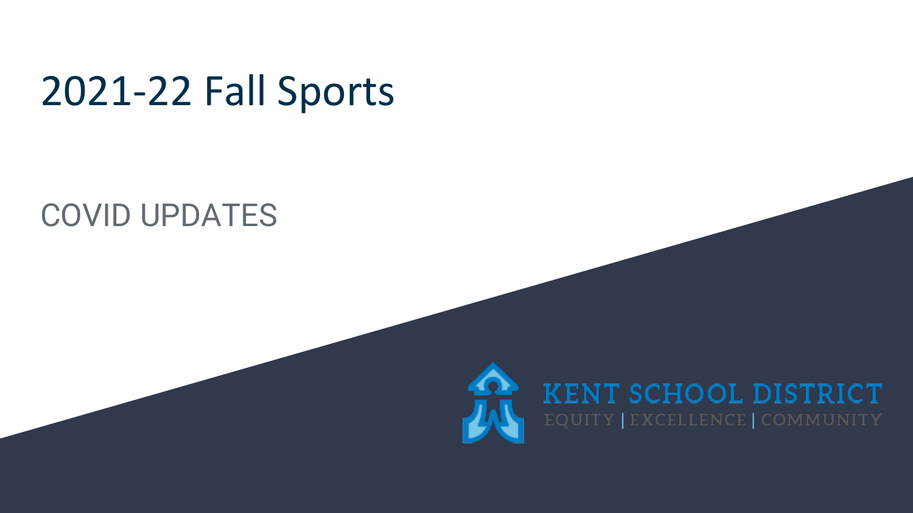# 2021-22 Fall Sports

COVID UPDATES

KENT SCHOOL DISTRICT
EQUITY | EXCELLENCE | COMMUNITY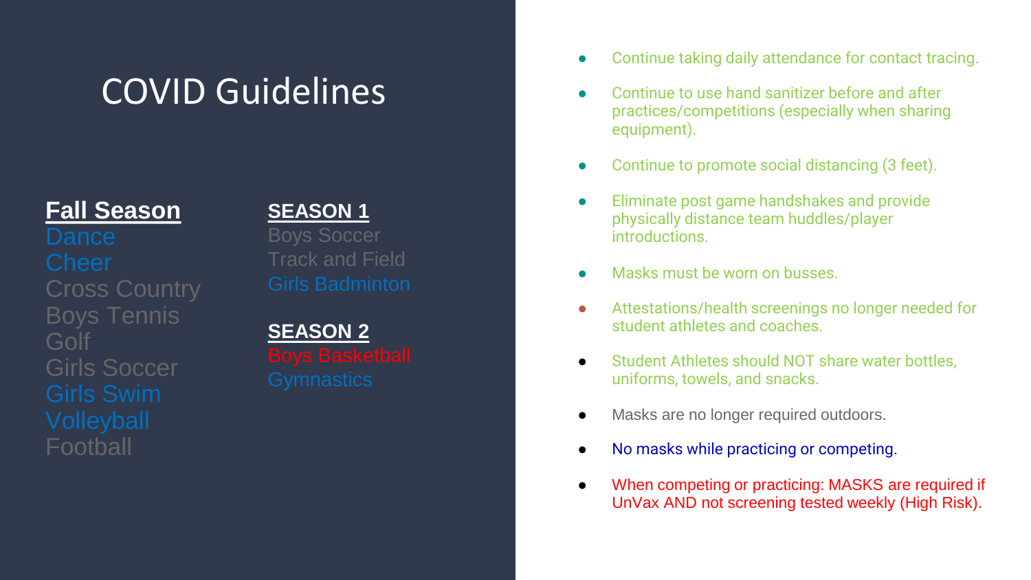# COVID Guidelines

**Fall Season**

- Dance
- Cheer
- Cross Country
- Boys Tennis
- Golf
- Girls Soccer
- Girls Swim
- Volleyball
- Football

**SEASON 1**

- Boys Soccer
- Track and Field
- Girls Badminton

**SEASON 2**

- Boys Basketball
- Gymnastics

---

- Continue taking daily attendance for contact tracing.
- Continue to use hand sanitizer before and after practices/competitions (especially when sharing equipment).
- Continue to promote social distancing (3 feet).
- Eliminate post game handshakes and provide physically distance team huddles/player introductions.
- Masks must be worn on busses.
- Attestations/health screenings no longer needed for student athletes and coaches.
- Student Athletes should NOT share water bottles, uniforms, towels, and snacks.
- Masks are no longer required outdoors.
- No masks while practicing or competing.
- When competing or practicing: MASKS are required if UnVax AND not screening tested weekly (High Risk).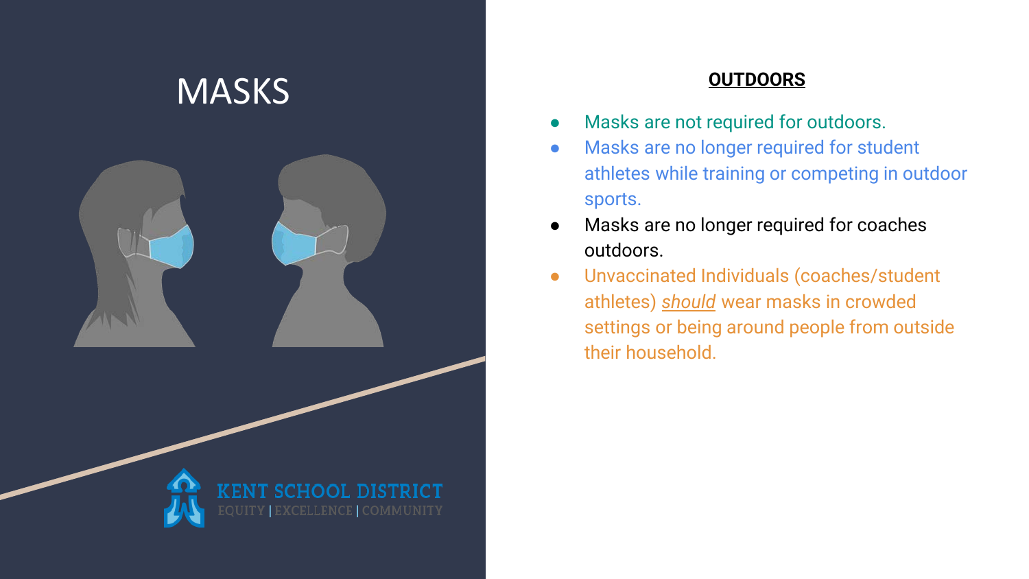# MASKS

## OUTDOORS

- Masks are not required for outdoors.
- Masks are no longer required for student athletes while training or competing in outdoor sports.
- Masks are no longer required for coaches outdoors.
- Unvaccinated Individuals (coaches/student athletes) *should* wear masks in crowded settings or being around people from outside their household.

KENT SCHOOL DISTRICT
EQUITY | EXCELLENCE | COMMUNITY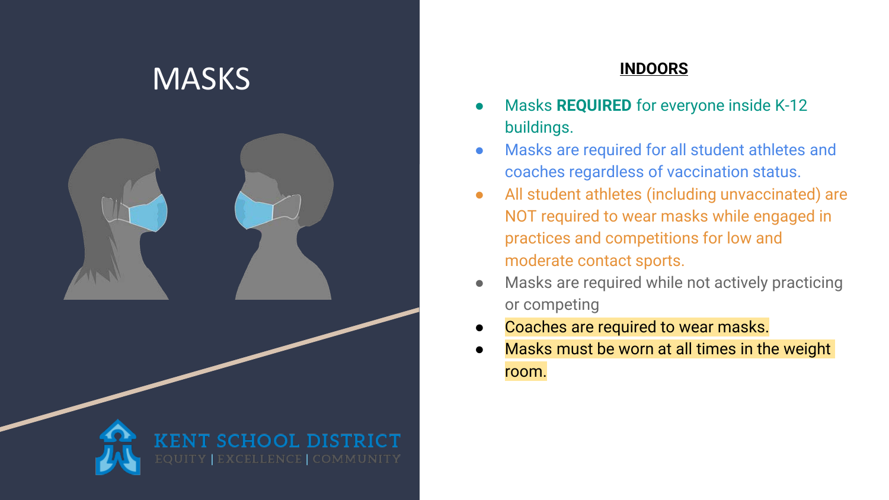# MASKS

**INDOORS**

- Masks **REQUIRED** for everyone inside K-12 buildings.
- Masks are required for all student athletes and coaches regardless of vaccination status.
- All student athletes (including unvaccinated) are NOT required to wear masks while engaged in practices and competitions for low and moderate contact sports.
- Masks are required while not actively practicing or competing
- Coaches are required to wear masks.
- Masks must be worn at all times in the weight room.

KENT SCHOOL DISTRICT

EQUITY | EXCELLENCE | COMMUNITY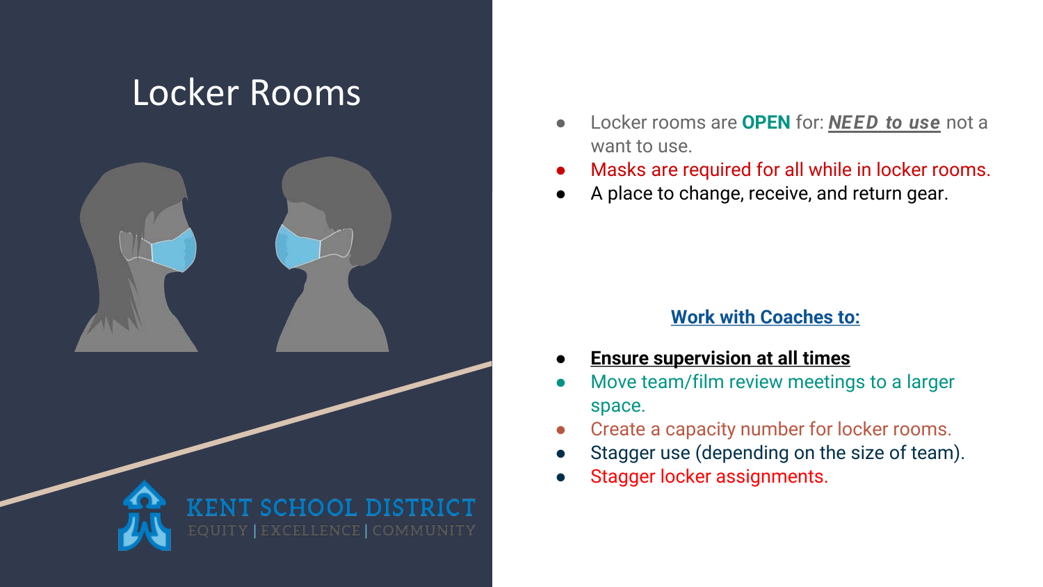# Locker Rooms

- Locker rooms are **OPEN** for: ***NEED to use*** not a want to use.
- Masks are required for all while in locker rooms.
- A place to change, receive, and return gear.

**Work with Coaches to:**

- **Ensure supervision at all times**
- Move team/film review meetings to a larger space.
- Create a capacity number for locker rooms.
- Stagger use (depending on the size of team).
- Stagger locker assignments.

KENT SCHOOL DISTRICT
EQUITY | EXCELLENCE | COMMUNITY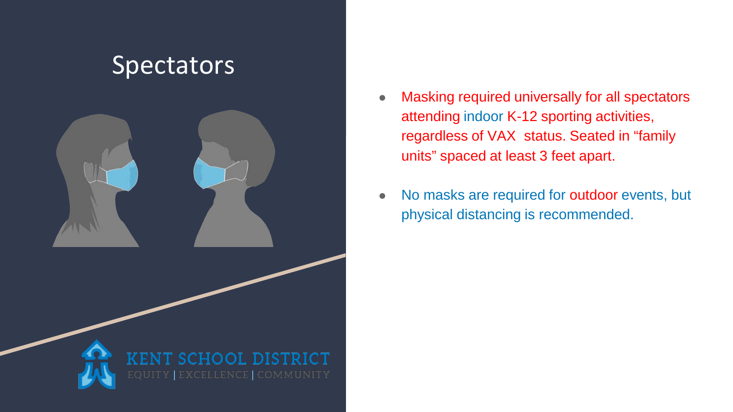# Spectators

- Masking required universally for all spectators attending indoor K-12 sporting activities, regardless of VAX  status. Seated in “family units” spaced at least 3 feet apart.
- No masks are required for outdoor events, but physical distancing is recommended.

KENT SCHOOL DISTRICT
EQUITY | EXCELLENCE | COMMUNITY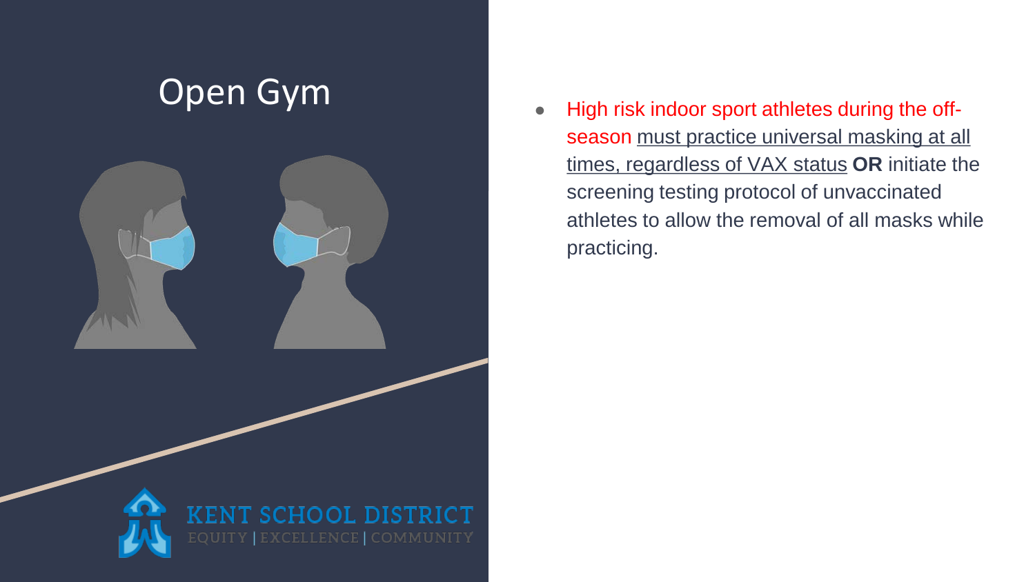# Open Gym

- High risk indoor sport athletes during the off-season must practice universal masking at all times, regardless of VAX status **OR** initiate the screening testing protocol of unvaccinated athletes to allow the removal of all masks while practicing.

KENT SCHOOL DISTRICT
EQUITY | EXCELLENCE | COMMUNITY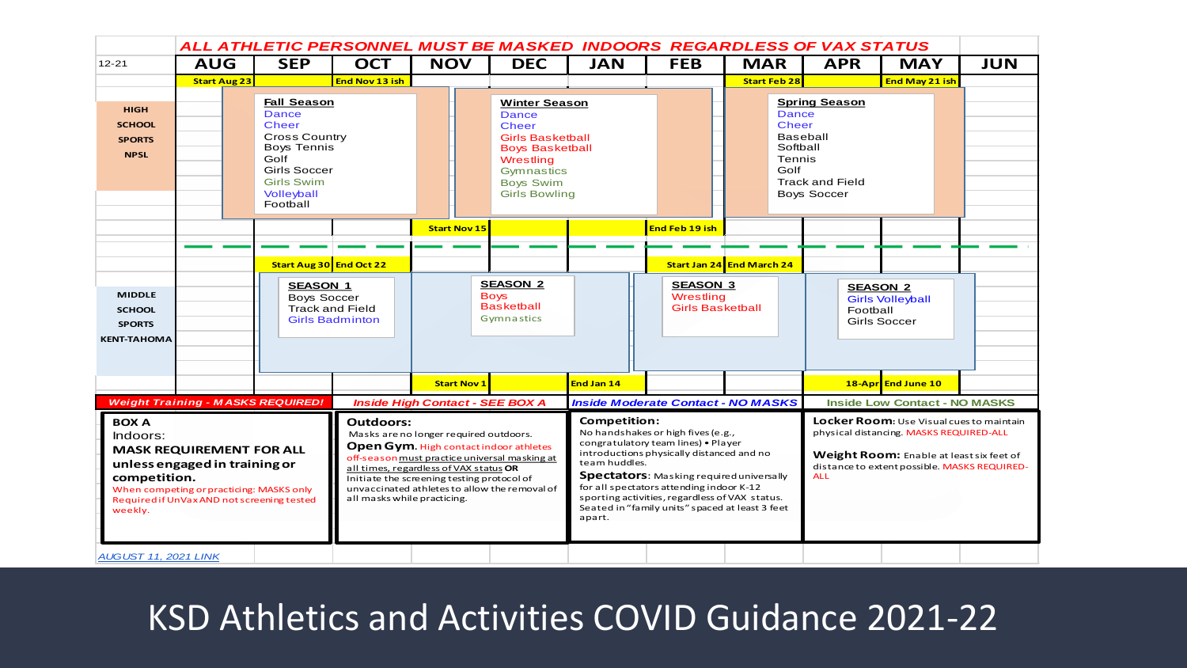# KSD Athletics and Activities COVID Guidance 2021-22

**ALL ATHLETIC PERSONNEL MUST BE MASKED INDOORS REGARDLESS OF VAX STATUS**

| 12-21 | AUG | SEP | OCT | NOV | DEC | JAN | FEB | MAR | APR | MAY | JUN |
|---|---|---|---|---|---|---|---|---|---|---|---|
| | Start Aug 23 | | End Nov 13 ish | | | | | Start Feb 28 | | End May 21 ish | |
| **HIGH SCHOOL SPORTS NPSL** | | **Fall Season**: Dance, Cheer, Cross Country, Boys Tennis, Golf, Girls Soccer, Girls Swim, Volleyball, Football | | | **Winter Season**: Dance, Cheer, Girls Basketball, Boys Basketball, Wrestling, Gymnastics, Boys Swim, Girls Bowling | | | | **Spring Season**: Dance, Cheer, Baseball, Softball, Tennis, Golf, Track and Field, Boys Soccer | | |
| | | | | Start Nov 15 | | | End Feb 19 ish | | | | |
| | | Start Aug 30 | End Oct 22 | | | | Start Jan 24 | End March 24 | | | |
| **MIDDLE SCHOOL SPORTS KENT-TAHOMA** | | **SEASON 1**: Boys Soccer, Track and Field, Girls Badminton | | | **SEASON 2**: Boys Basketball, Gymnastics | | **SEASON 3**: Wrestling, Girls Basketball | | **SEASON 2**: Girls Volleyball, Football, Girls Soccer | | |
| | | | | Start Nov 1 | | End Jan 14 | | | 18-Apr | End June 10 | |

| Weight Training - MASKS REQUIRED! | Inside High Contact - SEE BOX A | Inside Moderate Contact - NO MASKS | Inside Low Contact - NO MASKS |
|---|---|---|---|
| **BOX A** Indoors: **MASK REQUIREMENT FOR ALL unless engaged in training or competition.** When competing or practicing: MASKS only Required if UnVax AND not screening tested weekly. | **Outdoors:** Masks are no longer required outdoors. **Open Gym.** High contact indoor athletes off-season must practice universal masking at all times, regardless of VAX status **OR** Initiate the screening testing protocol of unvaccinated athletes to allow the removal of all masks while practicing. | **Competition:** No handshakes or high fives (e.g., congratulatory team lines) • Player introductions physically distanced and no team huddles. **Spectators**: Masking required universally for all spectators attending indoor K-12 sporting activities, regardless of VAX status. Seated in "family units" spaced at least 3 feet apart. | **Locker Room:** Use Visual cues to maintain physical distancing. MASKS REQUIRED-ALL **Weight Room:** Enable at least six feet of distance to extent possible. MASKS REQUIRED-ALL |

AUGUST 11, 2021 LINK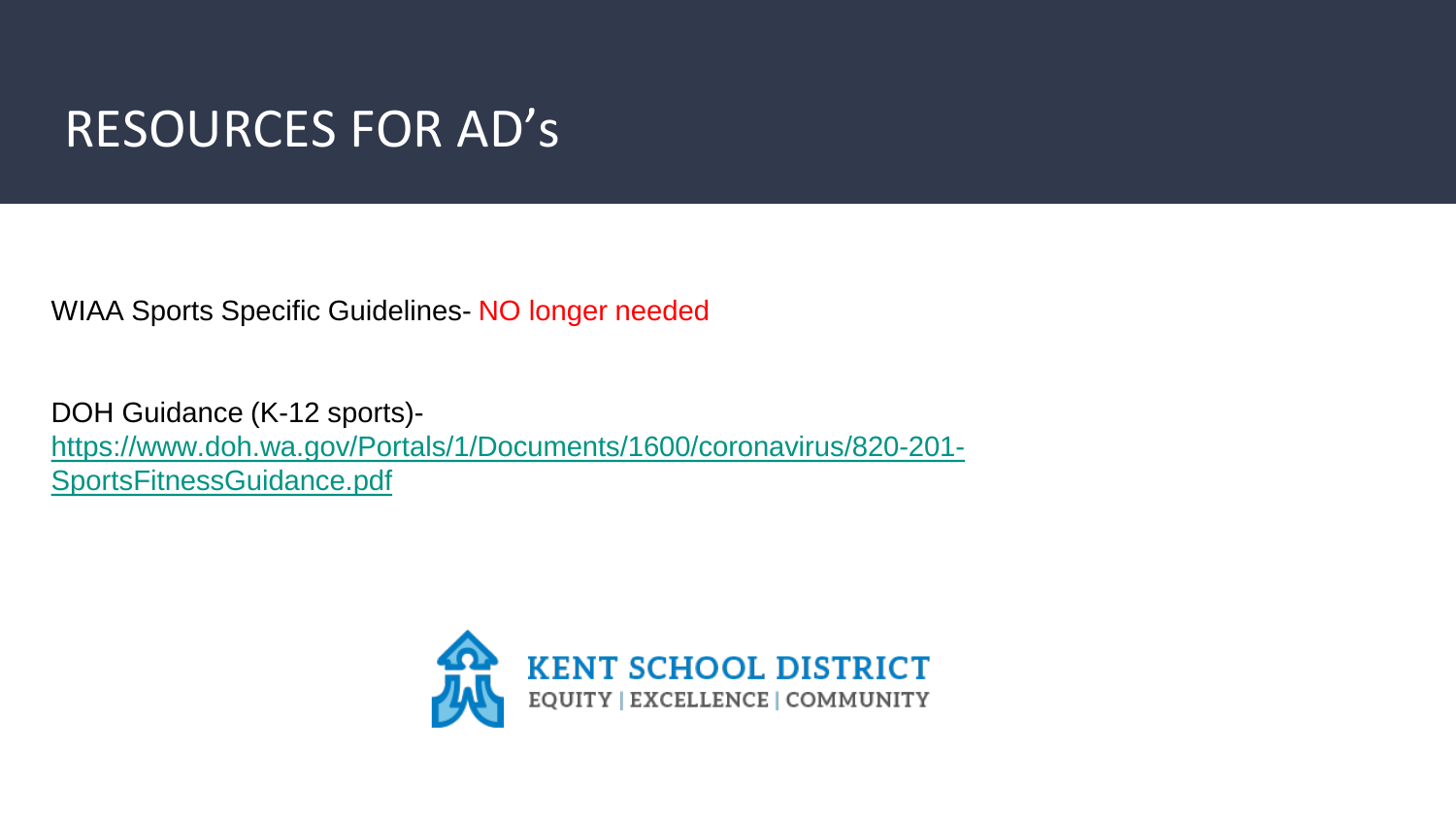# RESOURCES FOR AD's

WIAA Sports Specific Guidelines- NO longer needed

DOH Guidance (K-12 sports)-
https://www.doh.wa.gov/Portals/1/Documents/1600/coronavirus/820-201-SportsFitnessGuidance.pdf

KENT SCHOOL DISTRICT
EQUITY | EXCELLENCE | COMMUNITY